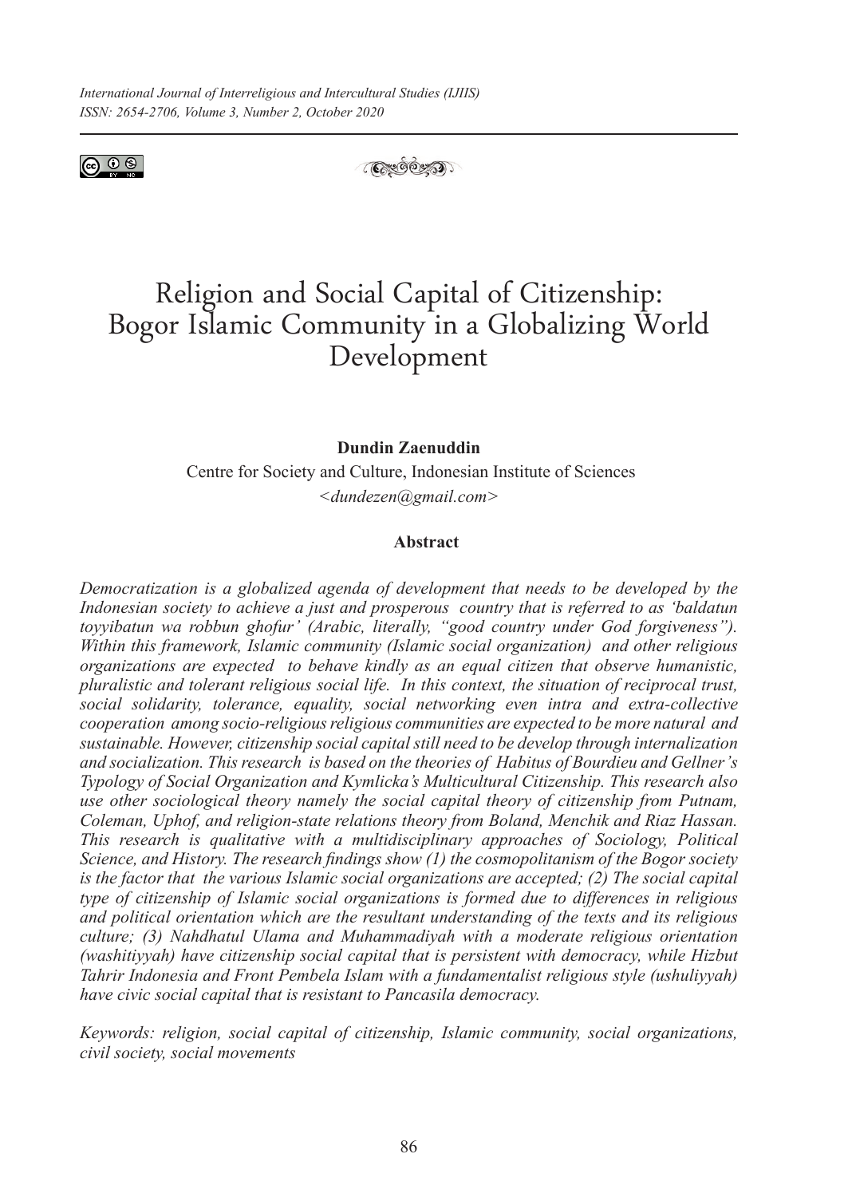# Religion and Social Capital of Citizenship: Bogor Islamic Community in a Globalizing World Development

**Dundin Zaenuddin**

Centre for Society and Culture, Indonesian Institute of Sciences

*<dundezen@gmail.com>*

## Abstract

*Democratization is a globalized agenda of development that needs to be developed by the Indonesian society to achieve a just and prosperous country that is referred to as 'baldatun toyyibatun wa robbun ghofur' (Arabic, literally, "good country under God forgiveness"). Within this framework, Islamic community (Islamic social organization) and other religious organizations are expected to behave kindly as an equal citizen that observe humanistic, pluralistic and tolerant religious social life. In this context, the situation of reciprocal trust, social solidarity, tolerance, equality, social networking even intra and extra-collective cooperation among socio-religious religious communities are expected to be more natural and sustainable. However, citizenship social capital still need to be develop through internalization and socialization. This research is based on the theories of Habitus of Bourdieu and Gellner's Typology of Social Organization and Kymlicka's Multicultural Citizenship. This research also use other sociological theory namely the social capital theory of citizenship from Putnam, Coleman, Uphof, and religion-state relations theory from Boland, Menchik and Riaz Hassan. This research is qualitative with a multidisciplinary approaches of Sociology, Political Science, and History. The research findings show (1) the cosmopolitanism of the Bogor society is the factor that the various Islamic social organizations are accepted; (2) The social capital type of citizenship of Islamic social organizations is formed due to differences in religious and political orientation which are the resultant understanding of the texts and its religious culture; (3) Nahdhatul Ulama and Muhammadiyah with a moderate religious orientation (washitiyyah) have citizenship social capital that is persistent with democracy, while Hizbut Tahrir Indonesia and Front Pembela Islam with a fundamentalist religious style (ushuliyyah) have civic social capital that is resistant to Pancasila democracy.*

*Keywords: religion, social capital of citizenship, Islamic community, social organizations, civil society, social movements*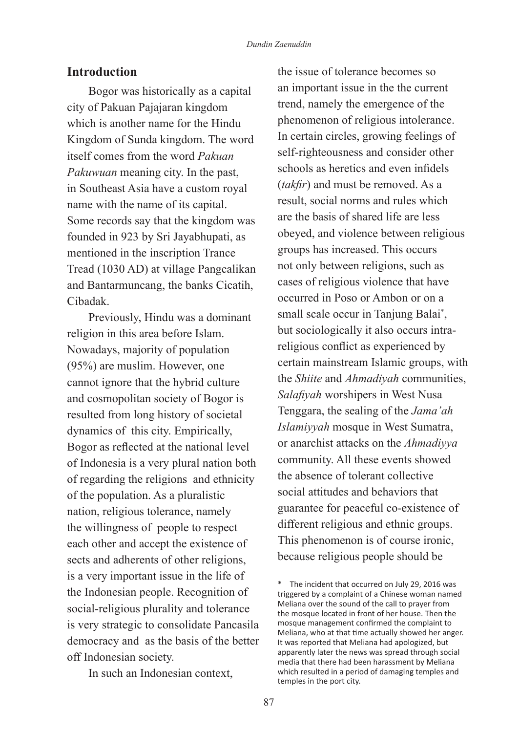## Introduction

Bogor was historically as a capital city of Pakuan Pajajaran kingdom which is another name for the Hindu Kingdom of Sunda kingdom. The word itself comes from the word *Pakuan Pakuwuan* meaning city. In the past, in Southeast Asia have a custom royal name with the name of its capital. Some records say that the kingdom was founded in 923 by Sri Jayabhupati, as mentioned in the inscription Trance Tread (1030 AD) at village Pangcalikan and Bantarmuncang, the banks Cicatih, Cibadak.

Previously, Hindu was a dominant religion in this area before Islam. Nowadays, majority of population (95%) are muslim. However, one cannot ignore that the hybrid culture and cosmopolitan society of Bogor is resulted from long history of societal dynamics of this city. Empirically, Bogor as reflected at the national level of Indonesia is a very plural nation both of regarding the religions and ethnicity of the population. As a pluralistic nation, religious tolerance, namely the willingness of people to respect each other and accept the existence of sects and adherents of other religions, is a very important issue in the life of the Indonesian people. Recognition of social-religious plurality and tolerance is very strategic to consolidate Pancasila democracy and as the basis of the better off Indonesian society.

In such an Indonesian context, the issue of tolerance becomes so an important issue in the the current trend, namely the emergence of the phenomenon of religious intolerance. In certain circles, growing feelings of self-righteousness and consider other schools as heretics and even infidels (*takfir*) and must be removed. As a result, social norms and rules which are the basis of shared life are less obeyed, and violence between religious groups has increased. This occurs not only between religions, such as cases of religious violence that have occurred in Poso or Ambon or on a small scale occur in Tanjung Balai*, but sociologically it also occurs intra-religious conflict as experienced by certain mainstream Islamic groups, with the *Shiite* and *Ahmadiyah* communities, *Salafiyah* worshipers in West Nusa Tenggara, the sealing of the *Jama'ah Islamiyyah* mosque in West Sumatra, or anarchist attacks on the *Ahmadiyya* community. All these events showed the absence of tolerant collective social attitudes and behaviors that guarantee for peaceful co-existence of different religious and ethnic groups. This phenomenon is of course ironic, because religious people should be

\* The incident that occurred on July 29, 2016 was triggered by a complaint of a Chinese woman named Meliana over the sound of the call to prayer from the mosque located in front of her house. Then the mosque management confirmed the complaint to Meliana, who at that time actually showed her anger. It was reported that Meliana had apologized, but apparently later the news was spread through social media that there had been harassment by Meliana which resulted in a period of damaging temples and temples in the port city.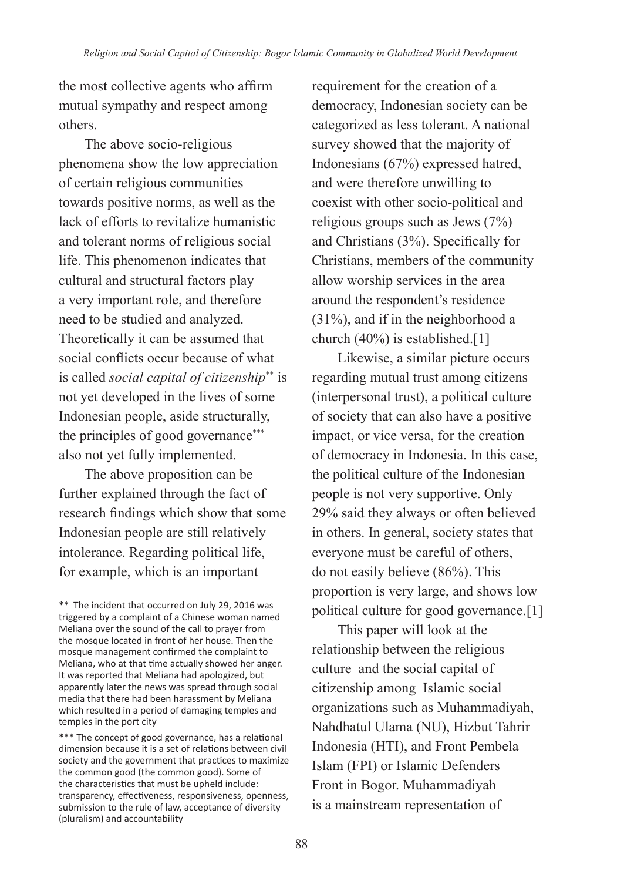the most collective agents who affirm mutual sympathy and respect among others.

The above socio-religious phenomena show the low appreciation of certain religious communities towards positive norms, as well as the lack of efforts to revitalize humanistic and tolerant norms of religious social life. This phenomenon indicates that cultural and structural factors play a very important role, and therefore need to be studied and analyzed. Theoretically it can be assumed that social conflicts occur because of what is called *social capital of citizenship*** is not yet developed in the lives of some Indonesian people, aside structurally, the principles of good governance*** also not yet fully implemented.

The above proposition can be further explained through the fact of research findings which show that some Indonesian people are still relatively intolerance. Regarding political life, for example, which is an important requirement for the creation of a democracy, Indonesian society can be categorized as less tolerant. A national survey showed that the majority of Indonesians (67%) expressed hatred, and were therefore unwilling to coexist with other socio-political and religious groups such as Jews (7%) and Christians (3%). Specifically for Christians, members of the community allow worship services in the area around the respondent's residence (31%), and if in the neighborhood a church (40%) is established.[1]

Likewise, a similar picture occurs regarding mutual trust among citizens (interpersonal trust), a political culture of society that can also have a positive impact, or vice versa, for the creation of democracy in Indonesia. In this case, the political culture of the Indonesian people is not very supportive. Only 29% said they always or often believed in others. In general, society states that everyone must be careful of others, do not easily believe (86%). This proportion is very large, and shows low political culture for good governance.[1]

This paper will look at the relationship between the religious culture and the social capital of citizenship among Islamic social organizations such as Muhammadiyah, Nahdhatul Ulama (NU), Hizbut Tahrir Indonesia (HTI), and Front Pembela Islam (FPI) or Islamic Defenders Front in Bogor. Muhammadiyah is a mainstream representation of

** The incident that occurred on July 29, 2016 was triggered by a complaint of a Chinese woman named Meliana over the sound of the call to prayer from the mosque located in front of her house. Then the mosque management confirmed the complaint to Meliana, who at that time actually showed her anger. It was reported that Meliana had apologized, but apparently later the news was spread through social media that there had been harassment by Meliana which resulted in a period of damaging temples and temples in the port city

*** The concept of good governance, has a relational dimension because it is a set of relations between civil society and the government that practices to maximize the common good (the common good). Some of the characteristics that must be upheld include: transparency, effectiveness, responsiveness, openness, submission to the rule of law, acceptance of diversity (pluralism) and accountability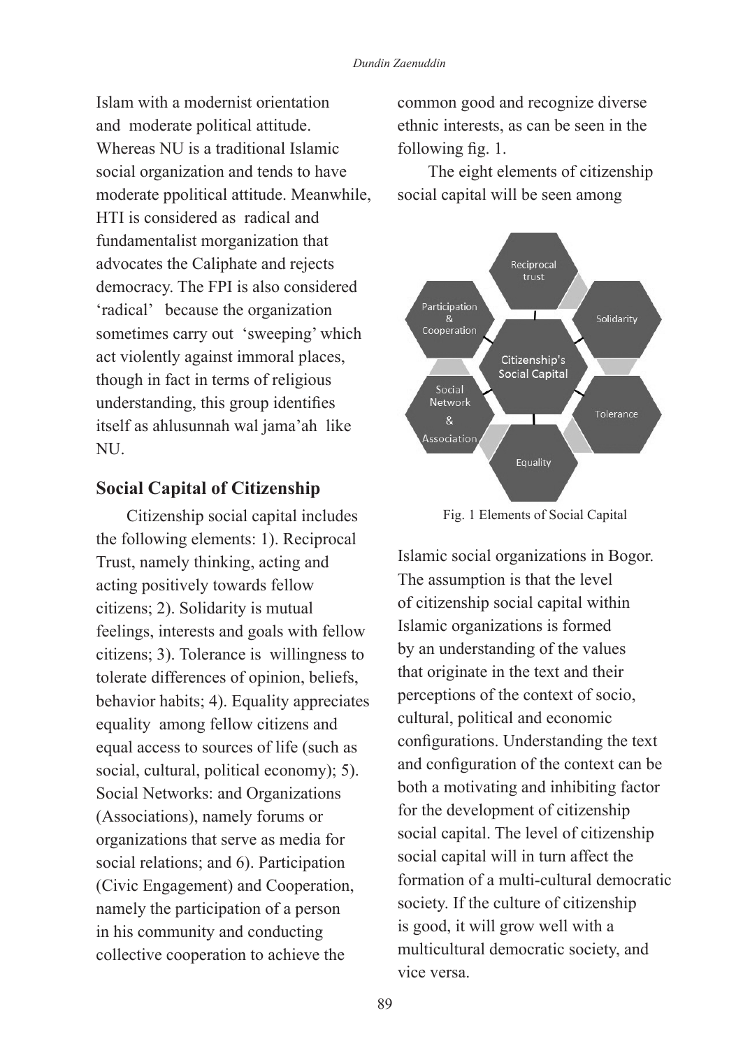Islam with a modernist orientation and moderate political attitude. Whereas NU is a traditional Islamic social organization and tends to have moderate ppolitical attitude. Meanwhile, HTI is considered as radical and fundamentalist morganization that advocates the Caliphate and rejects democracy. The FPI is also considered 'radical' because the organization sometimes carry out 'sweeping' which act violently against immoral places, though in fact in terms of religious understanding, this group identifies itself as ahlusunnah wal jama'ah like NU.

## Social Capital of Citizenship

Citizenship social capital includes the following elements: 1). Reciprocal Trust, namely thinking, acting and acting positively towards fellow citizens; 2). Solidarity is mutual feelings, interests and goals with fellow citizens; 3). Tolerance is willingness to tolerate differences of opinion, beliefs, behavior habits; 4). Equality appreciates equality among fellow citizens and equal access to sources of life (such as social, cultural, political economy); 5). Social Networks: and Organizations (Associations), namely forums or organizations that serve as media for social relations; and 6). Participation (Civic Engagement) and Cooperation, namely the participation of a person in his community and conducting collective cooperation to achieve the common good and recognize diverse ethnic interests, as can be seen in the following fig. 1.

The eight elements of citizenship social capital will be seen among

Reciprocal trust
Solidarity
Tolerance
Equality
Social Network & Association
Participation & Cooperation
Citizenship's Social Capital

Fig. 1 Elements of Social Capital

Islamic social organizations in Bogor. The assumption is that the level of citizenship social capital within Islamic organizations is formed by an understanding of the values that originate in the text and their perceptions of the context of socio, cultural, political and economic configurations. Understanding the text and configuration of the context can be both a motivating and inhibiting factor for the development of citizenship social capital. The level of citizenship social capital will in turn affect the formation of a multi-cultural democratic society. If the culture of citizenship is good, it will grow well with a multicultural democratic society, and vice versa.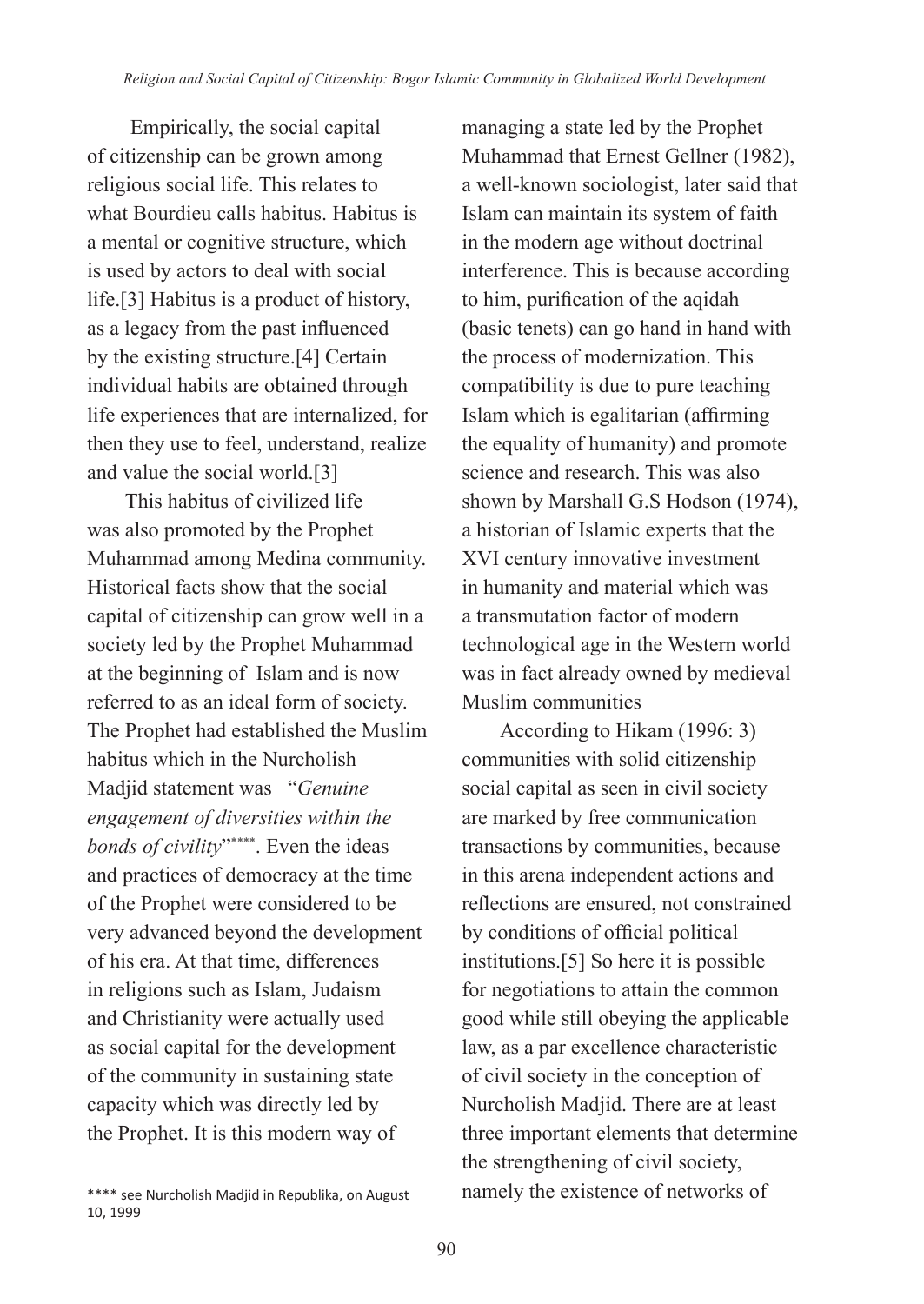Empirically, the social capital of citizenship can be grown among religious social life. This relates to what Bourdieu calls habitus. Habitus is a mental or cognitive structure, which is used by actors to deal with social life.[3] Habitus is a product of history, as a legacy from the past influenced by the existing structure.[4] Certain individual habits are obtained through life experiences that are internalized, for then they use to feel, understand, realize and value the social world.[3]

This habitus of civilized life was also promoted by the Prophet Muhammad among Medina community. Historical facts show that the social capital of citizenship can grow well in a society led by the Prophet Muhammad at the beginning of Islam and is now referred to as an ideal form of society. The Prophet had established the Muslim habitus which in the Nurcholish Madjid statement was "*Genuine engagement of diversities within the bonds of civility*"[****]. Even the ideas and practices of democracy at the time of the Prophet were considered to be very advanced beyond the development of his era. At that time, differences in religions such as Islam, Judaism and Christianity were actually used as social capital for the development of the community in sustaining state capacity which was directly led by the Prophet. It is this modern way of managing a state led by the Prophet Muhammad that Ernest Gellner (1982), a well-known sociologist, later said that Islam can maintain its system of faith in the modern age without doctrinal interference. This is because according to him, purification of the aqidah (basic tenets) can go hand in hand with the process of modernization. This compatibility is due to pure teaching Islam which is egalitarian (affirming the equality of humanity) and promote science and research. This was also shown by Marshall G.S Hodson (1974), a historian of Islamic experts that the XVI century innovative investment in humanity and material which was a transmutation factor of modern technological age in the Western world was in fact already owned by medieval Muslim communities

According to Hikam (1996: 3) communities with solid citizenship social capital as seen in civil society are marked by free communication transactions by communities, because in this arena independent actions and reflections are ensured, not constrained by conditions of official political institutions.[5] So here it is possible for negotiations to attain the common good while still obeying the applicable law, as a par excellence characteristic of civil society in the conception of Nurcholish Madjid. There are at least three important elements that determine the strengthening of civil society, namely the existence of networks of

**** see Nurcholish Madjid in Republika, on August 10, 1999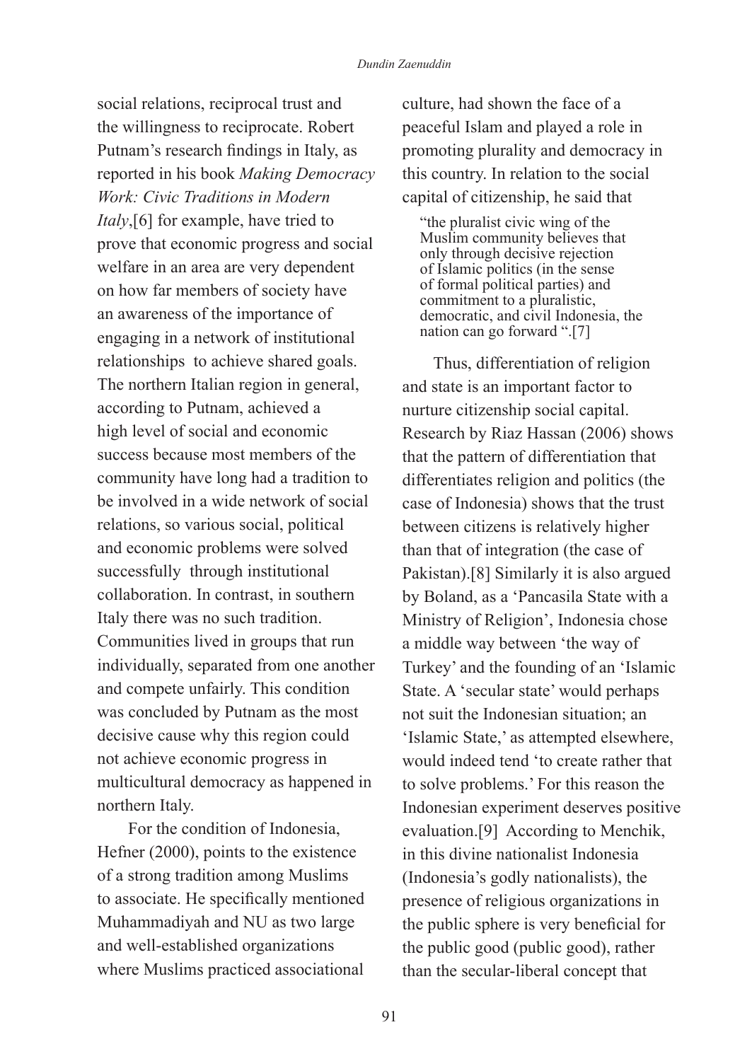social relations, reciprocal trust and the willingness to reciprocate. Robert Putnam's research findings in Italy, as reported in his book *Making Democracy Work: Civic Traditions in Modern Italy*,[6] for example, have tried to prove that economic progress and social welfare in an area are very dependent on how far members of society have an awareness of the importance of engaging in a network of institutional relationships to achieve shared goals. The northern Italian region in general, according to Putnam, achieved a high level of social and economic success because most members of the community have long had a tradition to be involved in a wide network of social relations, so various social, political and economic problems were solved successfully through institutional collaboration. In contrast, in southern Italy there was no such tradition. Communities lived in groups that run individually, separated from one another and compete unfairly. This condition was concluded by Putnam as the most decisive cause why this region could not achieve economic progress in multicultural democracy as happened in northern Italy.

For the condition of Indonesia, Hefner (2000), points to the existence of a strong tradition among Muslims to associate. He specifically mentioned Muhammadiyah and NU as two large and well-established organizations where Muslims practiced associational culture, had shown the face of a peaceful Islam and played a role in promoting plurality and democracy in this country. In relation to the social capital of citizenship, he said that

> "the pluralist civic wing of the Muslim community believes that only through decisive rejection of Islamic politics (in the sense of formal political parties) and commitment to a pluralistic, democratic, and civil Indonesia, the nation can go forward ".[7]

Thus, differentiation of religion and state is an important factor to nurture citizenship social capital. Research by Riaz Hassan (2006) shows that the pattern of differentiation that differentiates religion and politics (the case of Indonesia) shows that the trust between citizens is relatively higher than that of integration (the case of Pakistan).[8] Similarly it is also argued by Boland, as a 'Pancasila State with a Ministry of Religion', Indonesia chose a middle way between 'the way of Turkey' and the founding of an 'Islamic State. A 'secular state' would perhaps not suit the Indonesian situation; an 'Islamic State,' as attempted elsewhere, would indeed tend 'to create rather that to solve problems.' For this reason the Indonesian experiment deserves positive evaluation.[9] According to Menchik, in this divine nationalist Indonesia (Indonesia's godly nationalists), the presence of religious organizations in the public sphere is very beneficial for the public good (public good), rather than the secular-liberal concept that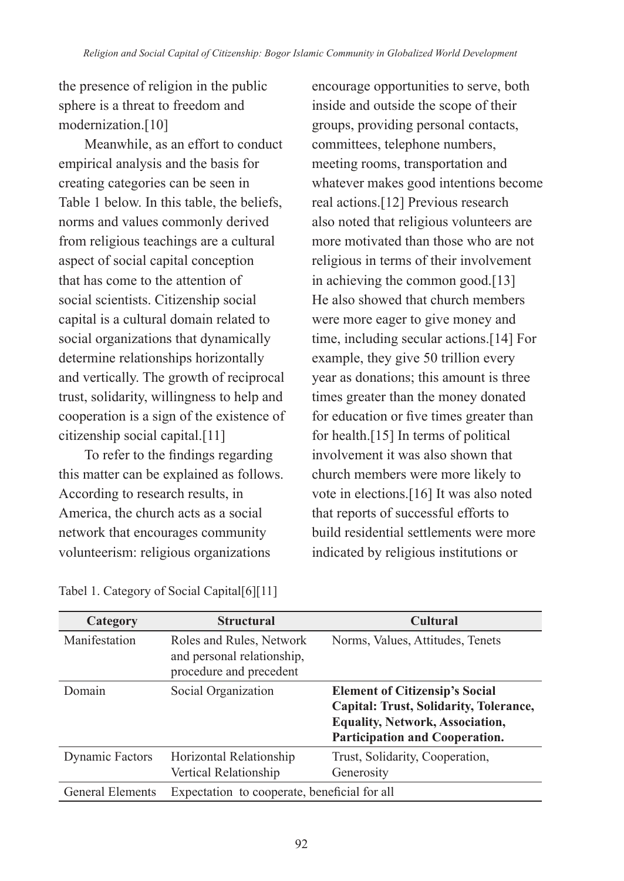the presence of religion in the public sphere is a threat to freedom and modernization.[10]

Meanwhile, as an effort to conduct empirical analysis and the basis for creating categories can be seen in Table 1 below. In this table, the beliefs, norms and values commonly derived from religious teachings are a cultural aspect of social capital conception that has come to the attention of social scientists. Citizenship social capital is a cultural domain related to social organizations that dynamically determine relationships horizontally and vertically. The growth of reciprocal trust, solidarity, willingness to help and cooperation is a sign of the existence of citizenship social capital.[11]

To refer to the findings regarding this matter can be explained as follows. According to research results, in America, the church acts as a social network that encourages community volunteerism: religious organizations encourage opportunities to serve, both inside and outside the scope of their groups, providing personal contacts, committees, telephone numbers, meeting rooms, transportation and whatever makes good intentions become real actions.[12] Previous research also noted that religious volunteers are more motivated than those who are not religious in terms of their involvement in achieving the common good.[13] He also showed that church members were more eager to give money and time, including secular actions.[14] For example, they give 50 trillion every year as donations; this amount is three times greater than the money donated for education or five times greater than for health.[15] In terms of political involvement it was also shown that church members were more likely to vote in elections.[16] It was also noted that reports of successful efforts to build residential settlements were more indicated by religious institutions or

Tabel 1. Category of Social Capital[6][11]

| Category | Structural | Cultural |
|---|---|---|
| Manifestation | Roles and Rules, Network and personal relationship, procedure and precedent | Norms, Values, Attitudes, Tenets |
| Domain | Social Organization | **Element of Citizensip's Social Capital: Trust, Solidarity, Tolerance, Equality, Network, Association, Participation and Cooperation.** |
| Dynamic Factors | Horizontal Relationship Vertical Relationship | Trust, Solidarity, Cooperation, Generosity |
| General Elements | Expectation to cooperate, beneficial for all | |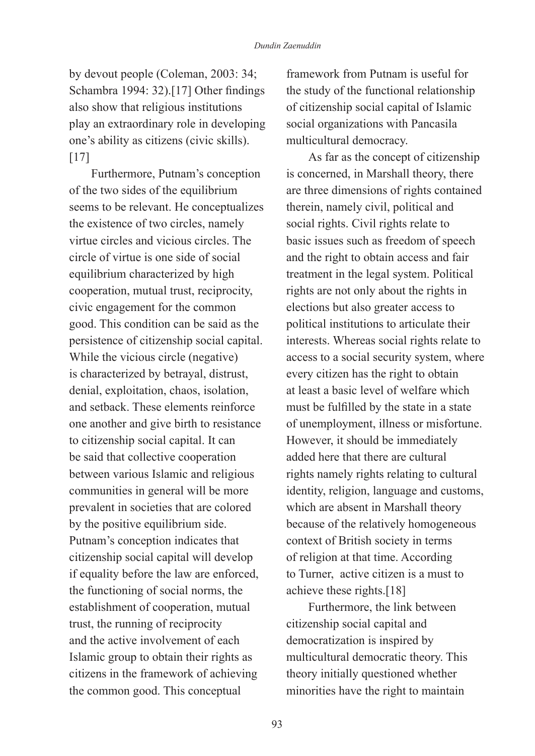by devout people (Coleman, 2003: 34; Schambra 1994: 32).[17] Other findings also show that religious institutions play an extraordinary role in developing one's ability as citizens (civic skills). [17]

Furthermore, Putnam's conception of the two sides of the equilibrium seems to be relevant. He conceptualizes the existence of two circles, namely virtue circles and vicious circles. The circle of virtue is one side of social equilibrium characterized by high cooperation, mutual trust, reciprocity, civic engagement for the common good. This condition can be said as the persistence of citizenship social capital. While the vicious circle (negative) is characterized by betrayal, distrust, denial, exploitation, chaos, isolation, and setback. These elements reinforce one another and give birth to resistance to citizenship social capital. It can be said that collective cooperation between various Islamic and religious communities in general will be more prevalent in societies that are colored by the positive equilibrium side. Putnam's conception indicates that citizenship social capital will develop if equality before the law are enforced, the functioning of social norms, the establishment of cooperation, mutual trust, the running of reciprocity and the active involvement of each Islamic group to obtain their rights as citizens in the framework of achieving the common good. This conceptual framework from Putnam is useful for the study of the functional relationship of citizenship social capital of Islamic social organizations with Pancasila multicultural democracy.

As far as the concept of citizenship is concerned, in Marshall theory, there are three dimensions of rights contained therein, namely civil, political and social rights. Civil rights relate to basic issues such as freedom of speech and the right to obtain access and fair treatment in the legal system. Political rights are not only about the rights in elections but also greater access to political institutions to articulate their interests. Whereas social rights relate to access to a social security system, where every citizen has the right to obtain at least a basic level of welfare which must be fulfilled by the state in a state of unemployment, illness or misfortune. However, it should be immediately added here that there are cultural rights namely rights relating to cultural identity, religion, language and customs, which are absent in Marshall theory because of the relatively homogeneous context of British society in terms of religion at that time. According to Turner, active citizen is a must to achieve these rights.[18]

Furthermore, the link between citizenship social capital and democratization is inspired by multicultural democratic theory. This theory initially questioned whether minorities have the right to maintain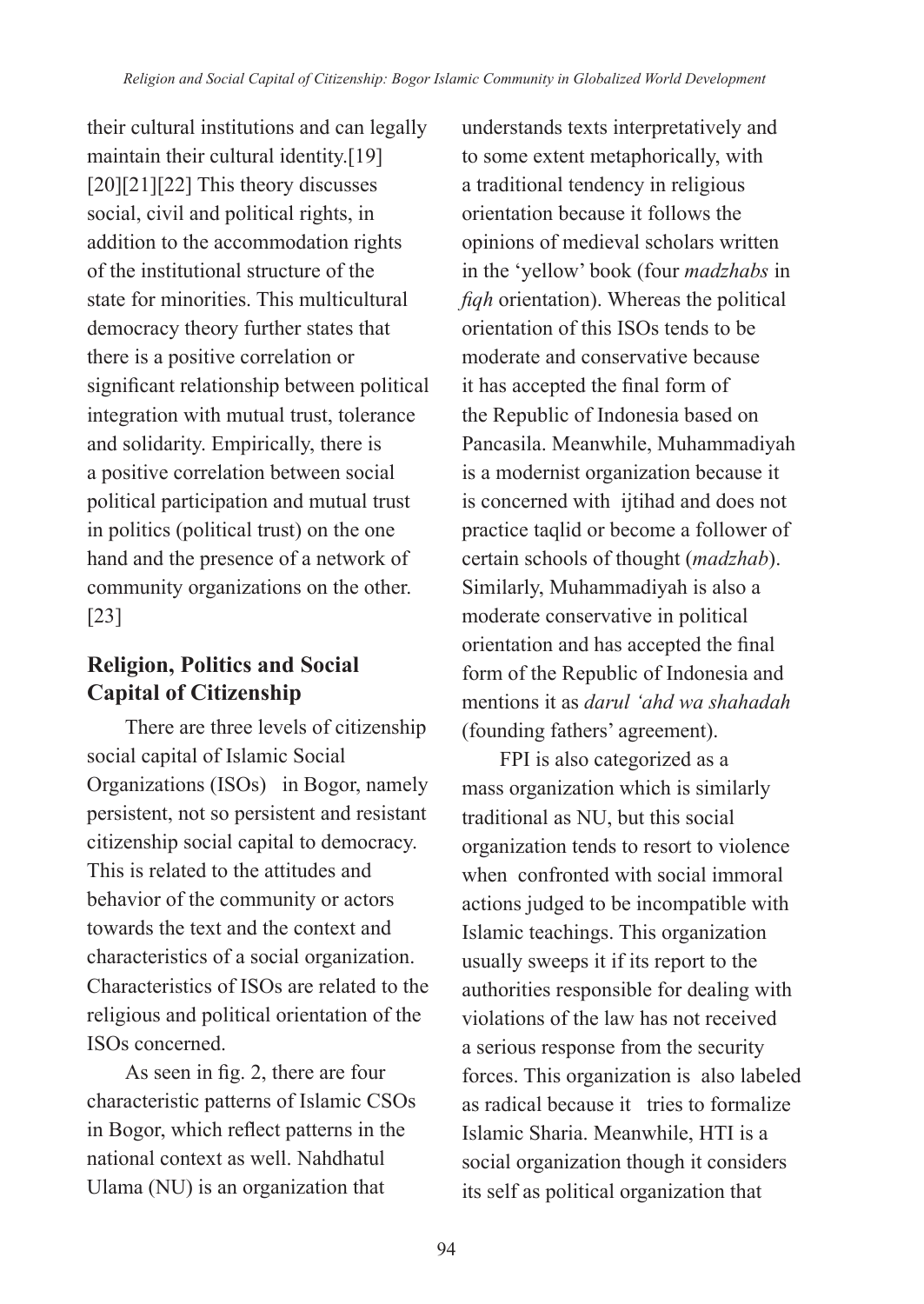their cultural institutions and can legally maintain their cultural identity.[19][20][21][22] This theory discusses social, civil and political rights, in addition to the accommodation rights of the institutional structure of the state for minorities. This multicultural democracy theory further states that there is a positive correlation or significant relationship between political integration with mutual trust, tolerance and solidarity. Empirically, there is a positive correlation between social political participation and mutual trust in politics (political trust) on the one hand and the presence of a network of community organizations on the other.[23]

## Religion, Politics and Social Capital of Citizenship

There are three levels of citizenship social capital of Islamic Social Organizations (ISOs) in Bogor, namely persistent, not so persistent and resistant citizenship social capital to democracy. This is related to the attitudes and behavior of the community or actors towards the text and the context and characteristics of a social organization. Characteristics of ISOs are related to the religious and political orientation of the ISOs concerned.

As seen in fig. 2, there are four characteristic patterns of Islamic CSOs in Bogor, which reflect patterns in the national context as well. Nahdhatul Ulama (NU) is an organization that understands texts interpretatively and to some extent metaphorically, with a traditional tendency in religious orientation because it follows the opinions of medieval scholars written in the 'yellow' book (four *madzhabs* in *fiqh* orientation). Whereas the political orientation of this ISOs tends to be moderate and conservative because it has accepted the final form of the Republic of Indonesia based on Pancasila. Meanwhile, Muhammadiyah is a modernist organization because it is concerned with ijtihad and does not practice taqlid or become a follower of certain schools of thought (*madzhab*). Similarly, Muhammadiyah is also a moderate conservative in political orientation and has accepted the final form of the Republic of Indonesia and mentions it as *darul 'ahd wa shahadah* (founding fathers' agreement).

FPI is also categorized as a mass organization which is similarly traditional as NU, but this social organization tends to resort to violence when confronted with social immoral actions judged to be incompatible with Islamic teachings. This organization usually sweeps it if its report to the authorities responsible for dealing with violations of the law has not received a serious response from the security forces. This organization is also labeled as radical because it tries to formalize Islamic Sharia. Meanwhile, HTI is a social organization though it considers its self as political organization that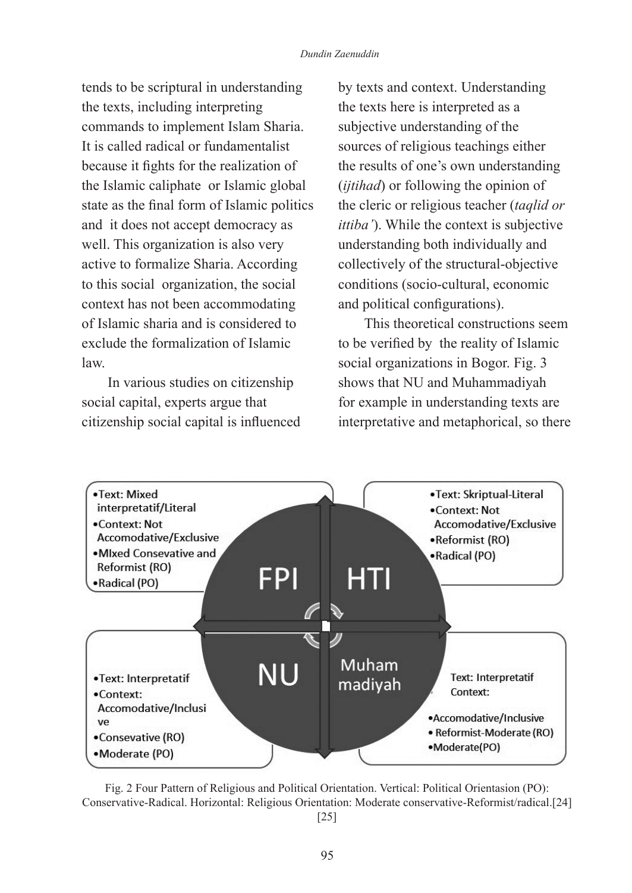tends to be scriptural in understanding the texts, including interpreting commands to implement Islam Sharia. It is called radical or fundamentalist because it fights for the realization of the Islamic caliphate or Islamic global state as the final form of Islamic politics and it does not accept democracy as well. This organization is also very active to formalize Sharia. According to this social organization, the social context has not been accommodating of Islamic sharia and is considered to exclude the formalization of Islamic law.

In various studies on citizenship social capital, experts argue that citizenship social capital is influenced by texts and context. Understanding the texts here is interpreted as a subjective understanding of the sources of religious teachings either the results of one's own understanding (*ijtihad*) or following the opinion of the cleric or religious teacher (*taqlid or ittiba'*). While the context is subjective understanding both individually and collectively of the structural-objective conditions (socio-cultural, economic and political configurations).

This theoretical constructions seem to be verified by the reality of Islamic social organizations in Bogor. Fig. 3 shows that NU and Muhammadiyah for example in understanding texts are interpretative and metaphorical, so there

FPI
- Text: Mixed interpretatif/Literal
- Context: Not Accomodative/Exclusive
- MIxed Consevative and Reformist (RO)
- Radical (PO)

HTI
- Text: Skriptual-Literal
- Context: Not Accomodative/Exclusive
- Reformist (RO)
- Radical (PO)

NU
- Text: Interpretatif
- Context: Accomodative/Inclusive
- Consevative (RO)
- Moderate (PO)

Muhammadiyah
Text: Interpretatif
Context:
- Accomodative/Inclusive
- Reformist-Moderate (RO)
- Moderate(PO)

Fig. 2 Four Pattern of Religious and Political Orientation. Vertical: Political Orientasion (PO): Conservative-Radical. Horizontal: Religious Orientation: Moderate conservative-Reformist/radical.[24] [25]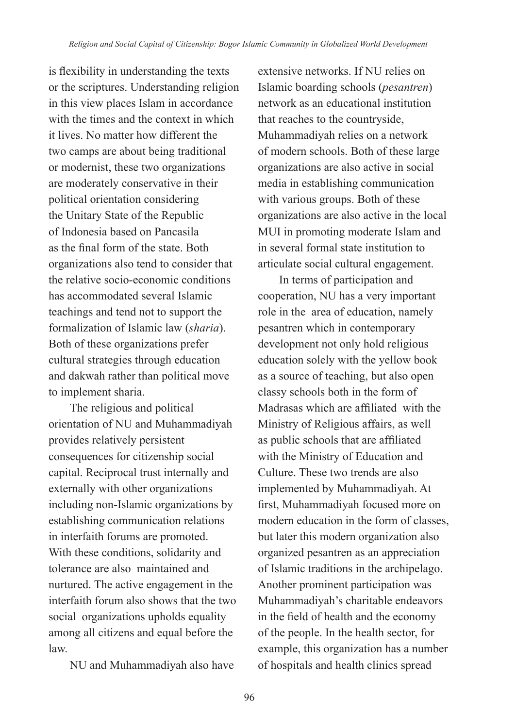is flexibility in understanding the texts or the scriptures. Understanding religion in this view places Islam in accordance with the times and the context in which it lives. No matter how different the two camps are about being traditional or modernist, these two organizations are moderately conservative in their political orientation considering the Unitary State of the Republic of Indonesia based on Pancasila as the final form of the state. Both organizations also tend to consider that the relative socio-economic conditions has accommodated several Islamic teachings and tend not to support the formalization of Islamic law (*sharia*). Both of these organizations prefer cultural strategies through education and dakwah rather than political move to implement sharia.

The religious and political orientation of NU and Muhammadiyah provides relatively persistent consequences for citizenship social capital. Reciprocal trust internally and externally with other organizations including non-Islamic organizations by establishing communication relations in interfaith forums are promoted. With these conditions, solidarity and tolerance are also maintained and nurtured. The active engagement in the interfaith forum also shows that the two social organizations upholds equality among all citizens and equal before the law.

NU and Muhammadiyah also have extensive networks. If NU relies on Islamic boarding schools (*pesantren*) network as an educational institution that reaches to the countryside, Muhammadiyah relies on a network of modern schools. Both of these large organizations are also active in social media in establishing communication with various groups. Both of these organizations are also active in the local MUI in promoting moderate Islam and in several formal state institution to articulate social cultural engagement.

In terms of participation and cooperation, NU has a very important role in the area of education, namely pesantren which in contemporary development not only hold religious education solely with the yellow book as a source of teaching, but also open classy schools both in the form of Madrasas which are affiliated with the Ministry of Religious affairs, as well as public schools that are affiliated with the Ministry of Education and Culture. These two trends are also implemented by Muhammadiyah. At first, Muhammadiyah focused more on modern education in the form of classes, but later this modern organization also organized pesantren as an appreciation of Islamic traditions in the archipelago. Another prominent participation was Muhammadiyah's charitable endeavors in the field of health and the economy of the people. In the health sector, for example, this organization has a number of hospitals and health clinics spread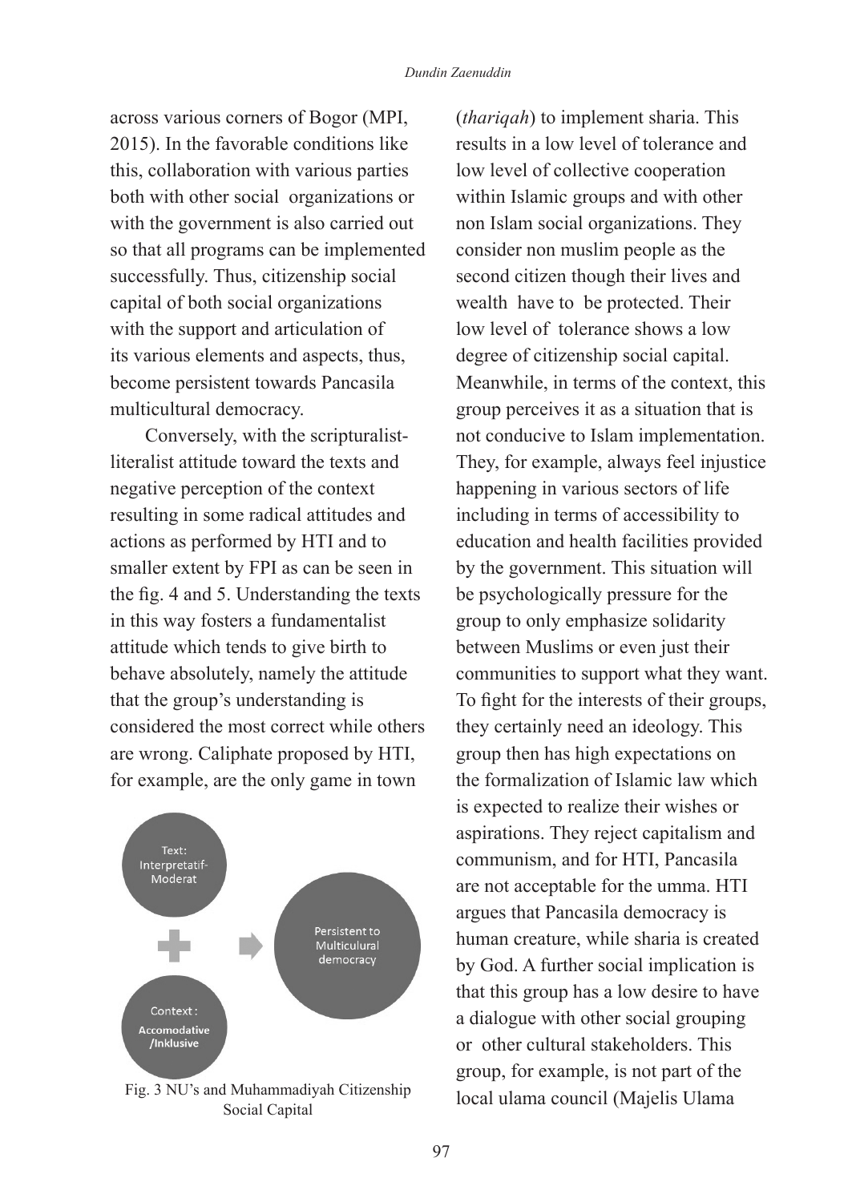across various corners of Bogor (MPI, 2015). In the favorable conditions like this, collaboration with various parties both with other social organizations or with the government is also carried out so that all programs can be implemented successfully. Thus, citizenship social capital of both social organizations with the support and articulation of its various elements and aspects, thus, become persistent towards Pancasila multicultural democracy.

Conversely, with the scripturalist-literalist attitude toward the texts and negative perception of the context resulting in some radical attitudes and actions as performed by HTI and to smaller extent by FPI as can be seen in the fig. 4 and 5. Understanding the texts in this way fosters a fundamentalist attitude which tends to give birth to behave absolutely, namely the attitude that the group's understanding is considered the most correct while others are wrong. Caliphate proposed by HTI, for example, are the only game in town

Text: Interpretatif-Moderat

Context : Accomodative /Inklusive

Persistent to Multiculural democracy

Fig. 3 NU's and Muhammadiyah Citizenship Social Capital

(*thariqah*) to implement sharia. This results in a low level of tolerance and low level of collective cooperation within Islamic groups and with other non Islam social organizations. They consider non muslim people as the second citizen though their lives and wealth have to be protected. Their low level of tolerance shows a low degree of citizenship social capital. Meanwhile, in terms of the context, this group perceives it as a situation that is not conducive to Islam implementation. They, for example, always feel injustice happening in various sectors of life including in terms of accessibility to education and health facilities provided by the government. This situation will be psychologically pressure for the group to only emphasize solidarity between Muslims or even just their communities to support what they want. To fight for the interests of their groups, they certainly need an ideology. This group then has high expectations on the formalization of Islamic law which is expected to realize their wishes or aspirations. They reject capitalism and communism, and for HTI, Pancasila are not acceptable for the umma. HTI argues that Pancasila democracy is human creature, while sharia is created by God. A further social implication is that this group has a low desire to have a dialogue with other social grouping or other cultural stakeholders. This group, for example, is not part of the local ulama council (Majelis Ulama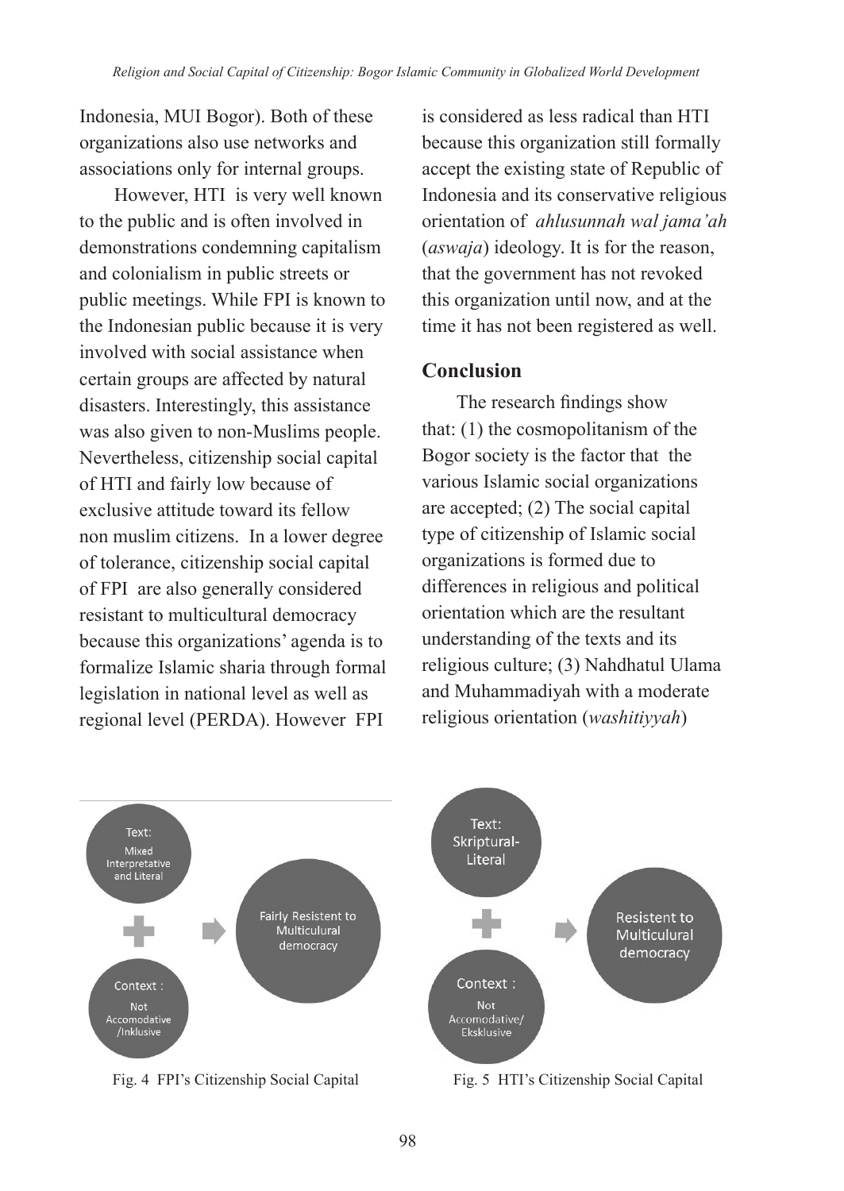Indonesia, MUI Bogor). Both of these organizations also use networks and associations only for internal groups.

However, HTI is very well known to the public and is often involved in demonstrations condemning capitalism and colonialism in public streets or public meetings. While FPI is known to the Indonesian public because it is very involved with social assistance when certain groups are affected by natural disasters. Interestingly, this assistance was also given to non-Muslims people. Nevertheless, citizenship social capital of HTI and fairly low because of exclusive attitude toward its fellow non muslim citizens. In a lower degree of tolerance, citizenship social capital of FPI are also generally considered resistant to multicultural democracy because this organizations' agenda is to formalize Islamic sharia through formal legislation in national level as well as regional level (PERDA). However FPI is considered as less radical than HTI because this organization still formally accept the existing state of Republic of Indonesia and its conservative religious orientation of *ahlusunnah wal jama'ah* (*aswaja*) ideology. It is for the reason, that the government has not revoked this organization until now, and at the time it has not been registered as well.

## Conclusion

The research findings show that: (1) the cosmopolitanism of the Bogor society is the factor that the various Islamic social organizations are accepted; (2) The social capital type of citizenship of Islamic social organizations is formed due to differences in religious and political orientation which are the resultant understanding of the texts and its religious culture; (3) Nahdhatul Ulama and Muhammadiyah with a moderate religious orientation (*washitiyyah*)

Text:
Mixed Interpretative and Literal

Context :
Not Accomodative /Inklusive

Fairly Resistent to Multiculural democracy

Fig. 4 FPI's Citizenship Social Capital

Text:
Skriptural-Literal

Context :
Not Accomodative/ Eksklusive

Resistent to Multiculural democracy

Fig. 5 HTI's Citizenship Social Capital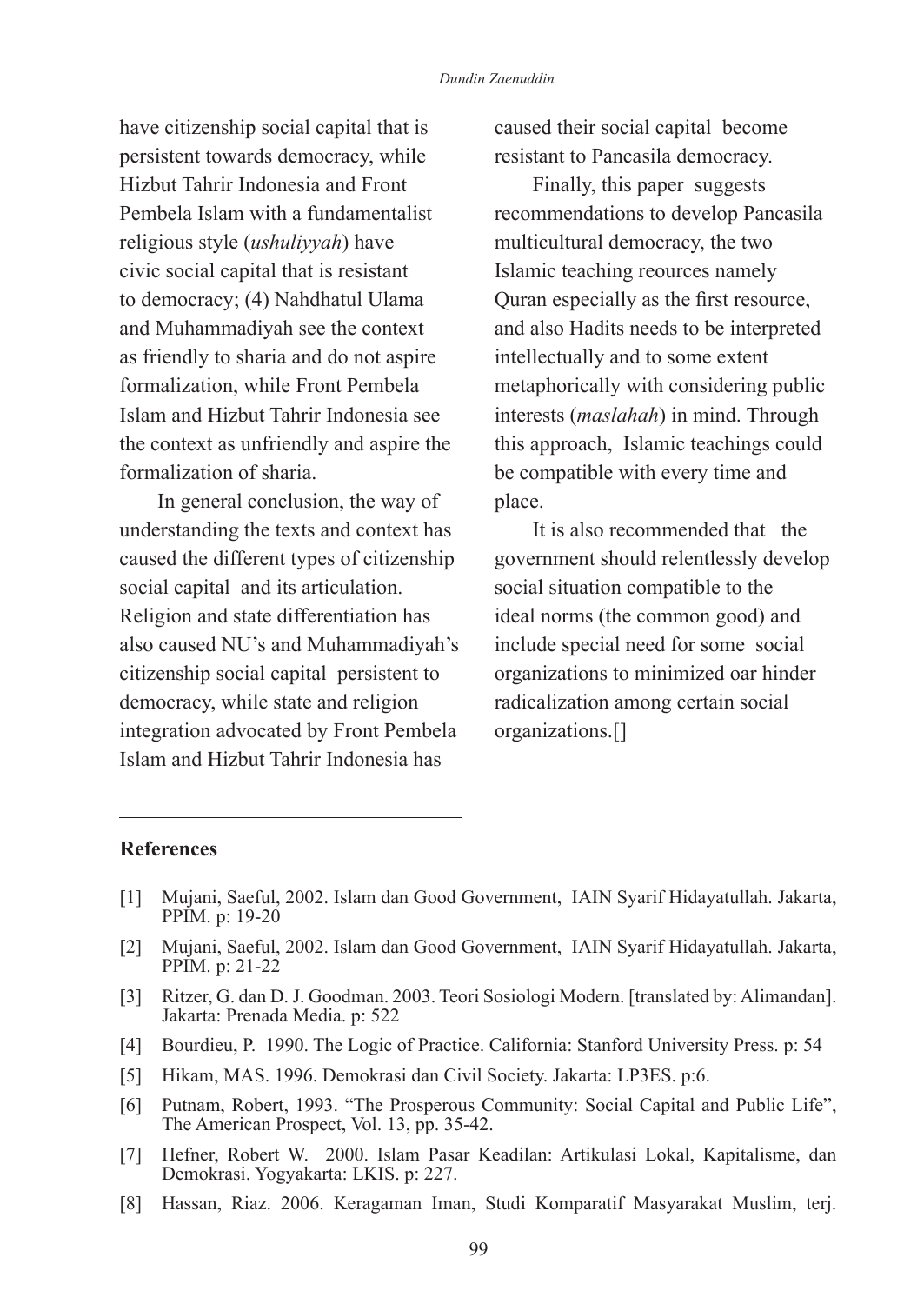have citizenship social capital that is persistent towards democracy, while Hizbut Tahrir Indonesia and Front Pembela Islam with a fundamentalist religious style (*ushuliyyah*) have civic social capital that is resistant to democracy; (4) Nahdhatul Ulama and Muhammadiyah see the context as friendly to sharia and do not aspire formalization, while Front Pembela Islam and Hizbut Tahrir Indonesia see the context as unfriendly and aspire the formalization of sharia.

In general conclusion, the way of understanding the texts and context has caused the different types of citizenship social capital and its articulation. Religion and state differentiation has also caused NU's and Muhammadiyah's citizenship social capital persistent to democracy, while state and religion integration advocated by Front Pembela Islam and Hizbut Tahrir Indonesia has caused their social capital become resistant to Pancasila democracy.

Finally, this paper suggests recommendations to develop Pancasila multicultural democracy, the two Islamic teaching reources namely Quran especially as the first resource, and also Hadits needs to be interpreted intellectually and to some extent metaphorically with considering public interests (*maslahah*) in mind. Through this approach, Islamic teachings could be compatible with every time and place.

It is also recommended that the government should relentlessly develop social situation compatible to the ideal norms (the common good) and include special need for some social organizations to minimized oar hinder radicalization among certain social organizations.[]

## References

[1] Mujani, Saeful, 2002. Islam dan Good Government, IAIN Syarif Hidayatullah. Jakarta, PPIM. p: 19-20

[2] Mujani, Saeful, 2002. Islam dan Good Government, IAIN Syarif Hidayatullah. Jakarta, PPIM. p: 21-22

[3] Ritzer, G. dan D. J. Goodman. 2003. Teori Sosiologi Modern. [translated by: Alimandan]. Jakarta: Prenada Media. p: 522

[4] Bourdieu, P. 1990. The Logic of Practice. California: Stanford University Press. p: 54

[5] Hikam, MAS. 1996. Demokrasi dan Civil Society. Jakarta: LP3ES. p:6.

[6] Putnam, Robert, 1993. "The Prosperous Community: Social Capital and Public Life", The American Prospect, Vol. 13, pp. 35-42.

[7] Hefner, Robert W. 2000. Islam Pasar Keadilan: Artikulasi Lokal, Kapitalisme, dan Demokrasi. Yogyakarta: LKIS. p: 227.

[8] Hassan, Riaz. 2006. Keragaman Iman, Studi Komparatif Masyarakat Muslim, terj.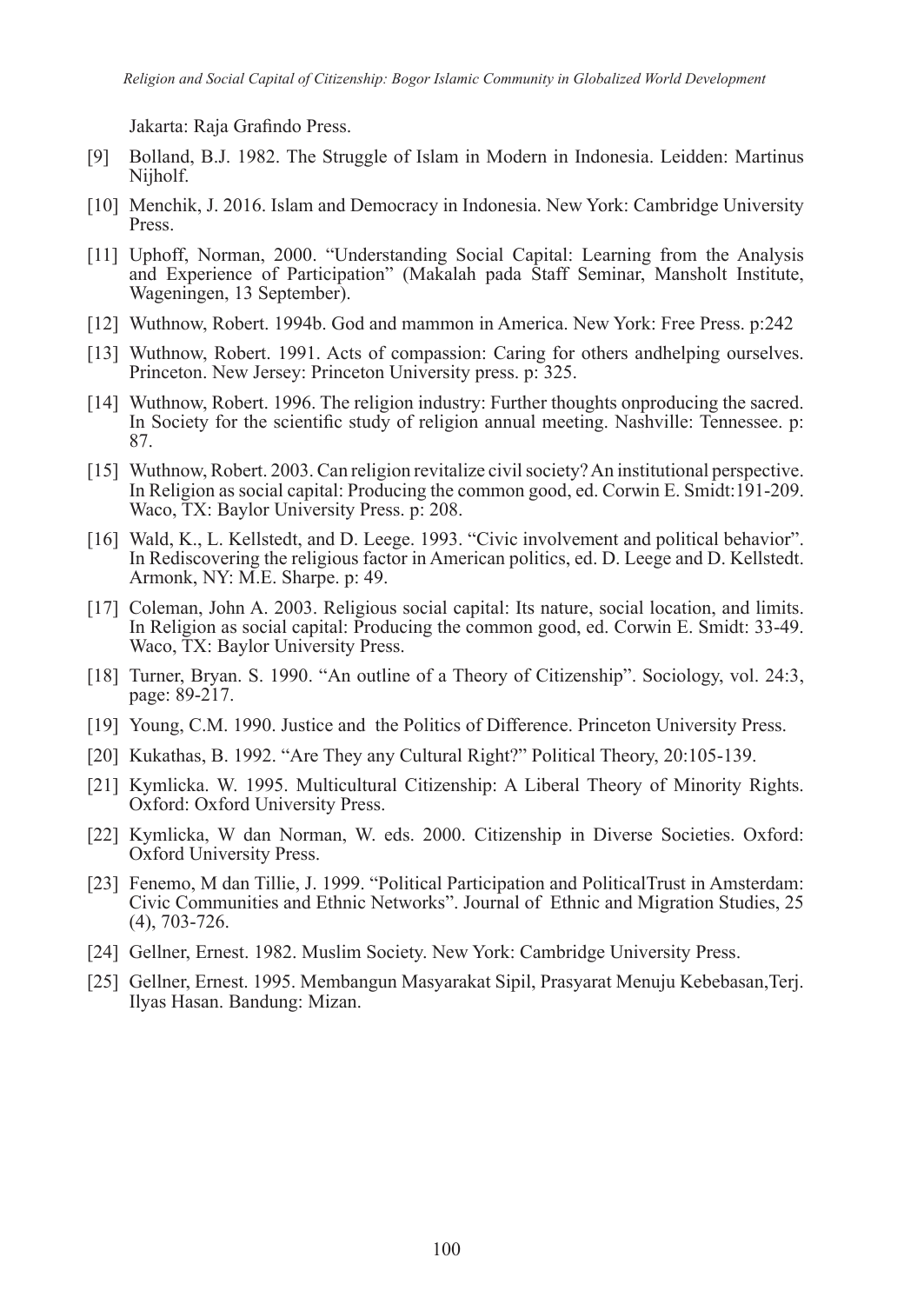Jakarta: Raja Grafindo Press.

[9] Bolland, B.J. 1982. The Struggle of Islam in Modern in Indonesia. Leidden: Martinus Nijholf.

[10] Menchik, J. 2016. Islam and Democracy in Indonesia. New York: Cambridge University Press.

[11] Uphoff, Norman, 2000. "Understanding Social Capital: Learning from the Analysis and Experience of Participation" (Makalah pada Staff Seminar, Mansholt Institute, Wageningen, 13 September).

[12] Wuthnow, Robert. 1994b. God and mammon in America. New York: Free Press. p:242

[13] Wuthnow, Robert. 1991. Acts of compassion: Caring for others andhelping ourselves. Princeton. New Jersey: Princeton University press. p: 325.

[14] Wuthnow, Robert. 1996. The religion industry: Further thoughts onproducing the sacred. In Society for the scientific study of religion annual meeting. Nashville: Tennessee. p: 87.

[15] Wuthnow, Robert. 2003. Can religion revitalize civil society? An institutional perspective. In Religion as social capital: Producing the common good, ed. Corwin E. Smidt:191-209. Waco, TX: Baylor University Press. p: 208.

[16] Wald, K., L. Kellstedt, and D. Leege. 1993. "Civic involvement and political behavior". In Rediscovering the religious factor in American politics, ed. D. Leege and D. Kellstedt. Armonk, NY: M.E. Sharpe. p: 49.

[17] Coleman, John A. 2003. Religious social capital: Its nature, social location, and limits. In Religion as social capital: Producing the common good, ed. Corwin E. Smidt: 33-49. Waco, TX: Baylor University Press.

[18] Turner, Bryan. S. 1990. "An outline of a Theory of Citizenship". Sociology, vol. 24:3, page: 89-217.

[19] Young, C.M. 1990. Justice and the Politics of Difference. Princeton University Press.

[20] Kukathas, B. 1992. "Are They any Cultural Right?" Political Theory, 20:105-139.

[21] Kymlicka. W. 1995. Multicultural Citizenship: A Liberal Theory of Minority Rights. Oxford: Oxford University Press.

[22] Kymlicka, W dan Norman, W. eds. 2000. Citizenship in Diverse Societies. Oxford: Oxford University Press.

[23] Fenemo, M dan Tillie, J. 1999. "Political Participation and PoliticalTrust in Amsterdam: Civic Communities and Ethnic Networks". Journal of Ethnic and Migration Studies, 25 (4), 703-726.

[24] Gellner, Ernest. 1982. Muslim Society. New York: Cambridge University Press.

[25] Gellner, Ernest. 1995. Membangun Masyarakat Sipil, Prasyarat Menuju Kebebasan,Terj. Ilyas Hasan. Bandung: Mizan.